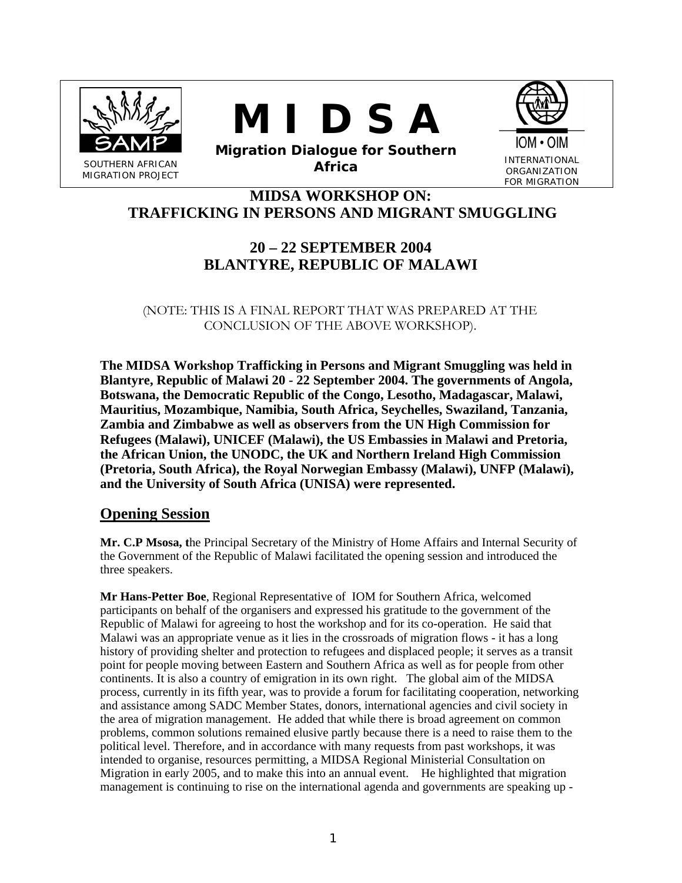SOUTHERN AFRICAN MIGRATION PROJECT

# M I D S A

**Migration Dialogue for Southern Africa**

INTERNATIONAL ORGANIZATION FOR MIGRATION

## MIDSA WORKSHOP ON: TRAFFICKING IN PERSONS AND MIGRANT SMUGGLING

## 20 – 22 SEPTEMBER 2004 BLANTYRE, REPUBLIC OF MALAWI

(NOTE: THIS IS A FINAL REPORT THAT WAS PREPARED AT THE CONCLUSION OF THE ABOVE WORKSHOP).

**The MIDSA Workshop Trafficking in Persons and Migrant Smuggling was held in Blantyre, Republic of Malawi 20 - 22 September 2004. The governments of Angola, Botswana, the Democratic Republic of the Congo, Lesotho, Madagascar, Malawi, Mauritius, Mozambique, Namibia, South Africa, Seychelles, Swaziland, Tanzania, Zambia and Zimbabwe as well as observers from the UN High Commission for Refugees (Malawi), UNICEF (Malawi), the US Embassies in Malawi and Pretoria, the African Union, the UNODC, the UK and Northern Ireland High Commission (Pretoria, South Africa), the Royal Norwegian Embassy (Malawi), UNFP (Malawi), and the University of South Africa (UNISA) were represented.**

## Opening Session

**Mr. C.P Msosa, t**he Principal Secretary of the Ministry of Home Affairs and Internal Security of the Government of the Republic of Malawi facilitated the opening session and introduced the three speakers.

**Mr Hans-Petter Boe**, Regional Representative of IOM for Southern Africa, welcomed participants on behalf of the organisers and expressed his gratitude to the government of the Republic of Malawi for agreeing to host the workshop and for its co-operation. He said that Malawi was an appropriate venue as it lies in the crossroads of migration flows - it has a long history of providing shelter and protection to refugees and displaced people; it serves as a transit point for people moving between Eastern and Southern Africa as well as for people from other continents. It is also a country of emigration in its own right. The global aim of the MIDSA process, currently in its fifth year, was to provide a forum for facilitating cooperation, networking and assistance among SADC Member States, donors, international agencies and civil society in the area of migration management. He added that while there is broad agreement on common problems, common solutions remained elusive partly because there is a need to raise them to the political level. Therefore, and in accordance with many requests from past workshops, it was intended to organise, resources permitting, a MIDSA Regional Ministerial Consultation on Migration in early 2005, and to make this into an annual event. He highlighted that migration management is continuing to rise on the international agenda and governments are speaking up -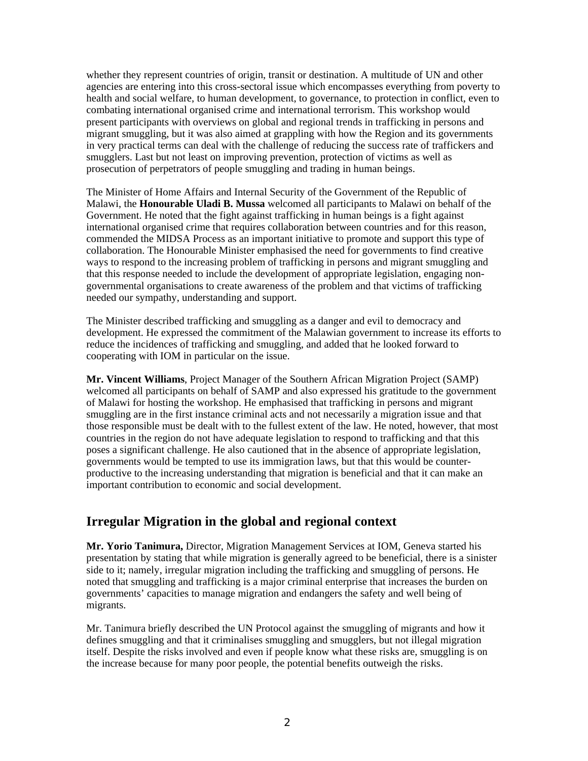whether they represent countries of origin, transit or destination. A multitude of UN and other agencies are entering into this cross-sectoral issue which encompasses everything from poverty to health and social welfare, to human development, to governance, to protection in conflict, even to combating international organised crime and international terrorism. This workshop would present participants with overviews on global and regional trends in trafficking in persons and migrant smuggling, but it was also aimed at grappling with how the Region and its governments in very practical terms can deal with the challenge of reducing the success rate of traffickers and smugglers. Last but not least on improving prevention, protection of victims as well as prosecution of perpetrators of people smuggling and trading in human beings.

The Minister of Home Affairs and Internal Security of the Government of the Republic of Malawi, the **Honourable Uladi B. Mussa** welcomed all participants to Malawi on behalf of the Government. He noted that the fight against trafficking in human beings is a fight against international organised crime that requires collaboration between countries and for this reason, commended the MIDSA Process as an important initiative to promote and support this type of collaboration. The Honourable Minister emphasised the need for governments to find creative ways to respond to the increasing problem of trafficking in persons and migrant smuggling and that this response needed to include the development of appropriate legislation, engaging non-governmental organisations to create awareness of the problem and that victims of trafficking needed our sympathy, understanding and support.

The Minister described trafficking and smuggling as a danger and evil to democracy and development. He expressed the commitment of the Malawian government to increase its efforts to reduce the incidences of trafficking and smuggling, and added that he looked forward to cooperating with IOM in particular on the issue.

**Mr. Vincent Williams**, Project Manager of the Southern African Migration Project (SAMP) welcomed all participants on behalf of SAMP and also expressed his gratitude to the government of Malawi for hosting the workshop. He emphasised that trafficking in persons and migrant smuggling are in the first instance criminal acts and not necessarily a migration issue and that those responsible must be dealt with to the fullest extent of the law. He noted, however, that most countries in the region do not have adequate legislation to respond to trafficking and that this poses a significant challenge. He also cautioned that in the absence of appropriate legislation, governments would be tempted to use its immigration laws, but that this would be counter-productive to the increasing understanding that migration is beneficial and that it can make an important contribution to economic and social development.

## Irregular Migration in the global and regional context

**Mr. Yorio Tanimura,** Director, Migration Management Services at IOM, Geneva started his presentation by stating that while migration is generally agreed to be beneficial, there is a sinister side to it; namely, irregular migration including the trafficking and smuggling of persons. He noted that smuggling and trafficking is a major criminal enterprise that increases the burden on governments' capacities to manage migration and endangers the safety and well being of migrants.

Mr. Tanimura briefly described the UN Protocol against the smuggling of migrants and how it defines smuggling and that it criminalises smuggling and smugglers, but not illegal migration itself. Despite the risks involved and even if people know what these risks are, smuggling is on the increase because for many poor people, the potential benefits outweigh the risks.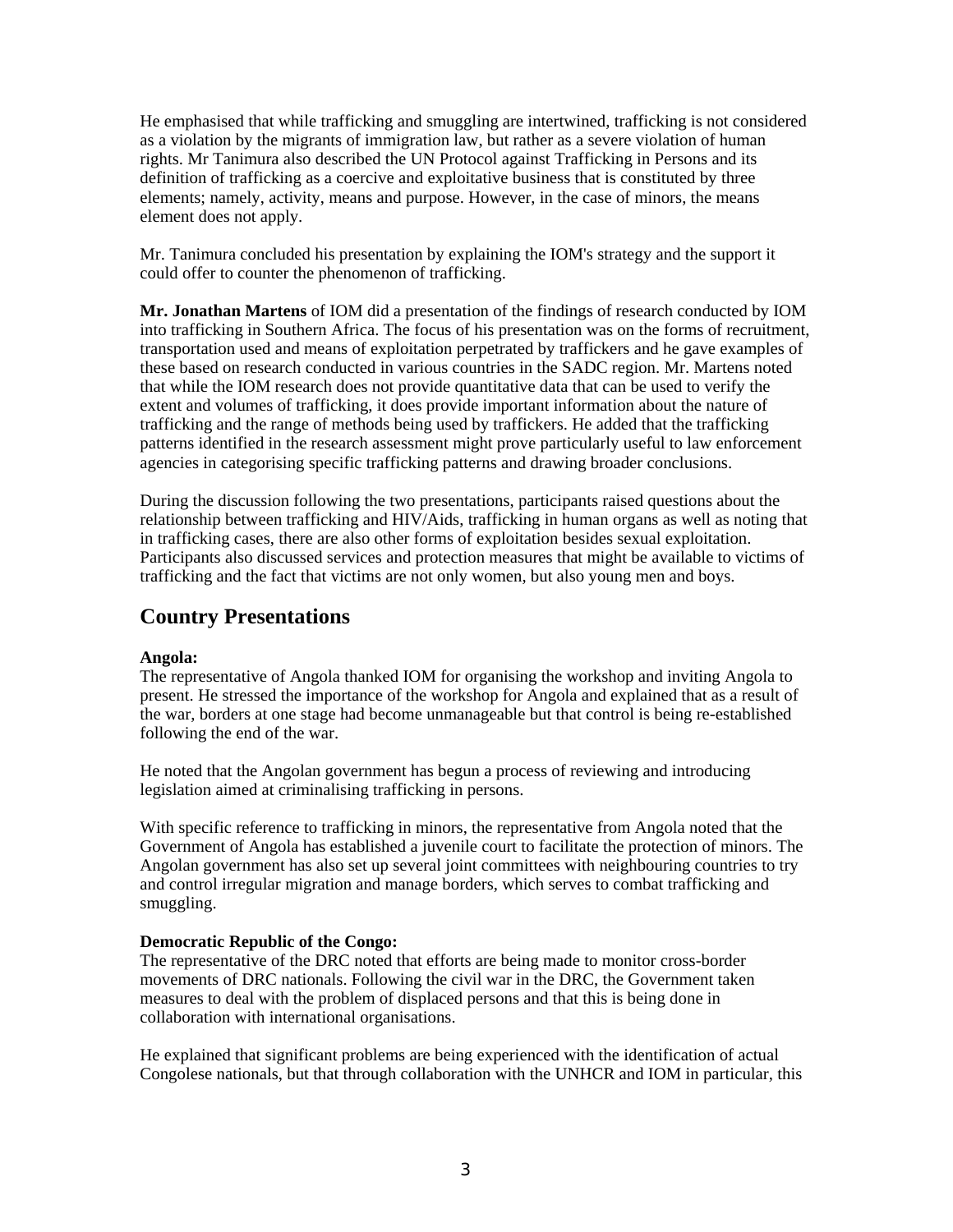He emphasised that while trafficking and smuggling are intertwined, trafficking is not considered as a violation by the migrants of immigration law, but rather as a severe violation of human rights. Mr Tanimura also described the UN Protocol against Trafficking in Persons and its definition of trafficking as a coercive and exploitative business that is constituted by three elements; namely, activity, means and purpose. However, in the case of minors, the means element does not apply.

Mr. Tanimura concluded his presentation by explaining the IOM's strategy and the support it could offer to counter the phenomenon of trafficking.

**Mr. Jonathan Martens** of IOM did a presentation of the findings of research conducted by IOM into trafficking in Southern Africa. The focus of his presentation was on the forms of recruitment, transportation used and means of exploitation perpetrated by traffickers and he gave examples of these based on research conducted in various countries in the SADC region. Mr. Martens noted that while the IOM research does not provide quantitative data that can be used to verify the extent and volumes of trafficking, it does provide important information about the nature of trafficking and the range of methods being used by traffickers. He added that the trafficking patterns identified in the research assessment might prove particularly useful to law enforcement agencies in categorising specific trafficking patterns and drawing broader conclusions.

During the discussion following the two presentations, participants raised questions about the relationship between trafficking and HIV/Aids, trafficking in human organs as well as noting that in trafficking cases, there are also other forms of exploitation besides sexual exploitation. Participants also discussed services and protection measures that might be available to victims of trafficking and the fact that victims are not only women, but also young men and boys.

## Country Presentations

**Angola:**
The representative of Angola thanked IOM for organising the workshop and inviting Angola to present. He stressed the importance of the workshop for Angola and explained that as a result of the war, borders at one stage had become unmanageable but that control is being re-established following the end of the war.

He noted that the Angolan government has begun a process of reviewing and introducing legislation aimed at criminalising trafficking in persons.

With specific reference to trafficking in minors, the representative from Angola noted that the Government of Angola has established a juvenile court to facilitate the protection of minors. The Angolan government has also set up several joint committees with neighbouring countries to try and control irregular migration and manage borders, which serves to combat trafficking and smuggling.

**Democratic Republic of the Congo:**
The representative of the DRC noted that efforts are being made to monitor cross-border movements of DRC nationals. Following the civil war in the DRC, the Government taken measures to deal with the problem of displaced persons and that this is being done in collaboration with international organisations.

He explained that significant problems are being experienced with the identification of actual Congolese nationals, but that through collaboration with the UNHCR and IOM in particular, this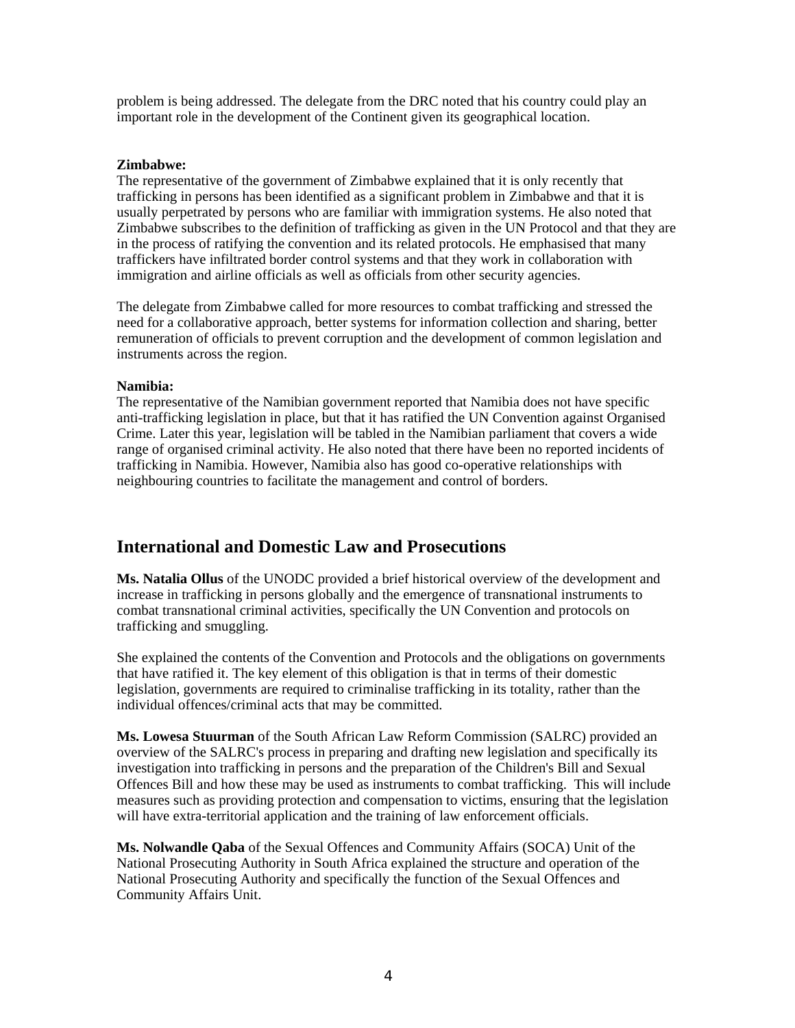problem is being addressed. The delegate from the DRC noted that his country could play an important role in the development of the Continent given its geographical location.

**Zimbabwe:**

The representative of the government of Zimbabwe explained that it is only recently that trafficking in persons has been identified as a significant problem in Zimbabwe and that it is usually perpetrated by persons who are familiar with immigration systems. He also noted that Zimbabwe subscribes to the definition of trafficking as given in the UN Protocol and that they are in the process of ratifying the convention and its related protocols. He emphasised that many traffickers have infiltrated border control systems and that they work in collaboration with immigration and airline officials as well as officials from other security agencies.

The delegate from Zimbabwe called for more resources to combat trafficking and stressed the need for a collaborative approach, better systems for information collection and sharing, better remuneration of officials to prevent corruption and the development of common legislation and instruments across the region.

**Namibia:**

The representative of the Namibian government reported that Namibia does not have specific anti-trafficking legislation in place, but that it has ratified the UN Convention against Organised Crime. Later this year, legislation will be tabled in the Namibian parliament that covers a wide range of organised criminal activity. He also noted that there have been no reported incidents of trafficking in Namibia. However, Namibia also has good co-operative relationships with neighbouring countries to facilitate the management and control of borders.

## International and Domestic Law and Prosecutions

**Ms. Natalia Ollus** of the UNODC provided a brief historical overview of the development and increase in trafficking in persons globally and the emergence of transnational instruments to combat transnational criminal activities, specifically the UN Convention and protocols on trafficking and smuggling.

She explained the contents of the Convention and Protocols and the obligations on governments that have ratified it. The key element of this obligation is that in terms of their domestic legislation, governments are required to criminalise trafficking in its totality, rather than the individual offences/criminal acts that may be committed.

**Ms. Lowesa Stuurman** of the South African Law Reform Commission (SALRC) provided an overview of the SALRC's process in preparing and drafting new legislation and specifically its investigation into trafficking in persons and the preparation of the Children's Bill and Sexual Offences Bill and how these may be used as instruments to combat trafficking. This will include measures such as providing protection and compensation to victims, ensuring that the legislation will have extra-territorial application and the training of law enforcement officials.

**Ms. Nolwandle Qaba** of the Sexual Offences and Community Affairs (SOCA) Unit of the National Prosecuting Authority in South Africa explained the structure and operation of the National Prosecuting Authority and specifically the function of the Sexual Offences and Community Affairs Unit.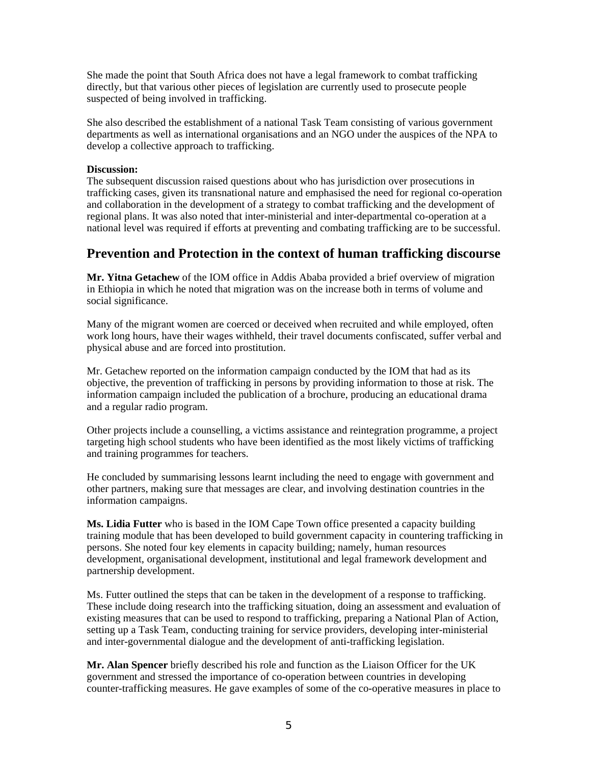She made the point that South Africa does not have a legal framework to combat trafficking directly, but that various other pieces of legislation are currently used to prosecute people suspected of being involved in trafficking.

She also described the establishment of a national Task Team consisting of various government departments as well as international organisations and an NGO under the auspices of the NPA to develop a collective approach to trafficking.

**Discussion:**
The subsequent discussion raised questions about who has jurisdiction over prosecutions in trafficking cases, given its transnational nature and emphasised the need for regional co-operation and collaboration in the development of a strategy to combat trafficking and the development of regional plans. It was also noted that inter-ministerial and inter-departmental co-operation at a national level was required if efforts at preventing and combating trafficking are to be successful.

## Prevention and Protection in the context of human trafficking discourse

**Mr. Yitna Getachew** of the IOM office in Addis Ababa provided a brief overview of migration in Ethiopia in which he noted that migration was on the increase both in terms of volume and social significance.

Many of the migrant women are coerced or deceived when recruited and while employed, often work long hours, have their wages withheld, their travel documents confiscated, suffer verbal and physical abuse and are forced into prostitution.

Mr. Getachew reported on the information campaign conducted by the IOM that had as its objective, the prevention of trafficking in persons by providing information to those at risk. The information campaign included the publication of a brochure, producing an educational drama and a regular radio program.

Other projects include a counselling, a victims assistance and reintegration programme, a project targeting high school students who have been identified as the most likely victims of trafficking and training programmes for teachers.

He concluded by summarising lessons learnt including the need to engage with government and other partners, making sure that messages are clear, and involving destination countries in the information campaigns.

**Ms. Lidia Futter** who is based in the IOM Cape Town office presented a capacity building training module that has been developed to build government capacity in countering trafficking in persons. She noted four key elements in capacity building; namely, human resources development, organisational development, institutional and legal framework development and partnership development.

Ms. Futter outlined the steps that can be taken in the development of a response to trafficking. These include doing research into the trafficking situation, doing an assessment and evaluation of existing measures that can be used to respond to trafficking, preparing a National Plan of Action, setting up a Task Team, conducting training for service providers, developing inter-ministerial and inter-governmental dialogue and the development of anti-trafficking legislation.

**Mr. Alan Spencer** briefly described his role and function as the Liaison Officer for the UK government and stressed the importance of co-operation between countries in developing counter-trafficking measures. He gave examples of some of the co-operative measures in place to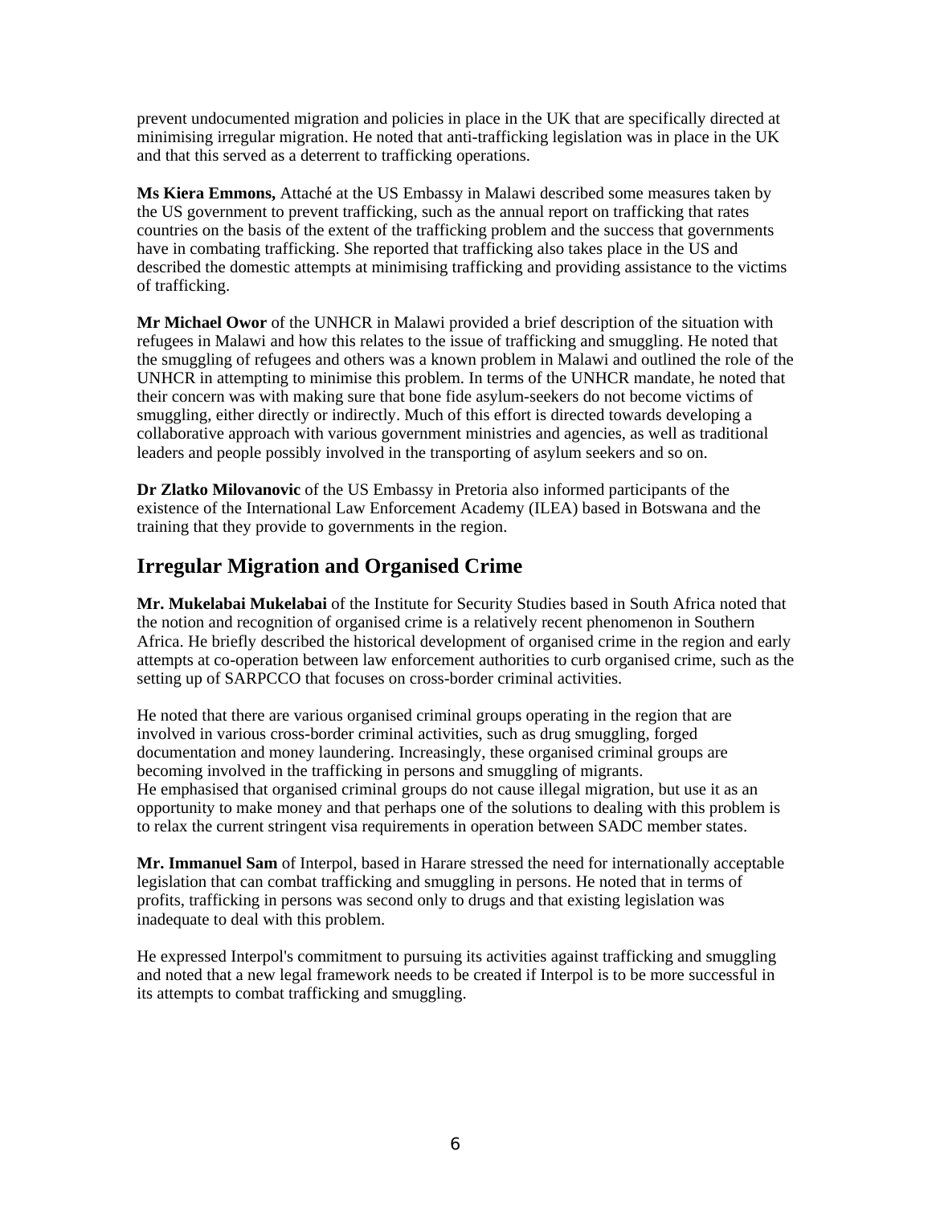prevent undocumented migration and policies in place in the UK that are specifically directed at minimising irregular migration. He noted that anti-trafficking legislation was in place in the UK and that this served as a deterrent to trafficking operations.

**Ms Kiera Emmons,** Attaché at the US Embassy in Malawi described some measures taken by the US government to prevent trafficking, such as the annual report on trafficking that rates countries on the basis of the extent of the trafficking problem and the success that governments have in combating trafficking. She reported that trafficking also takes place in the US and described the domestic attempts at minimising trafficking and providing assistance to the victims of trafficking.

**Mr Michael Owor** of the UNHCR in Malawi provided a brief description of the situation with refugees in Malawi and how this relates to the issue of trafficking and smuggling. He noted that the smuggling of refugees and others was a known problem in Malawi and outlined the role of the UNHCR in attempting to minimise this problem. In terms of the UNHCR mandate, he noted that their concern was with making sure that bone fide asylum-seekers do not become victims of smuggling, either directly or indirectly. Much of this effort is directed towards developing a collaborative approach with various government ministries and agencies, as well as traditional leaders and people possibly involved in the transporting of asylum seekers and so on.

**Dr Zlatko Milovanovic** of the US Embassy in Pretoria also informed participants of the existence of the International Law Enforcement Academy (ILEA) based in Botswana and the training that they provide to governments in the region.

## Irregular Migration and Organised Crime

**Mr. Mukelabai Mukelabai** of the Institute for Security Studies based in South Africa noted that the notion and recognition of organised crime is a relatively recent phenomenon in Southern Africa. He briefly described the historical development of organised crime in the region and early attempts at co-operation between law enforcement authorities to curb organised crime, such as the setting up of SARPCCO that focuses on cross-border criminal activities.

He noted that there are various organised criminal groups operating in the region that are involved in various cross-border criminal activities, such as drug smuggling, forged documentation and money laundering. Increasingly, these organised criminal groups are becoming involved in the trafficking in persons and smuggling of migrants.
He emphasised that organised criminal groups do not cause illegal migration, but use it as an opportunity to make money and that perhaps one of the solutions to dealing with this problem is to relax the current stringent visa requirements in operation between SADC member states.

**Mr. Immanuel Sam** of Interpol, based in Harare stressed the need for internationally acceptable legislation that can combat trafficking and smuggling in persons. He noted that in terms of profits, trafficking in persons was second only to drugs and that existing legislation was inadequate to deal with this problem.

He expressed Interpol's commitment to pursuing its activities against trafficking and smuggling and noted that a new legal framework needs to be created if Interpol is to be more successful in its attempts to combat trafficking and smuggling.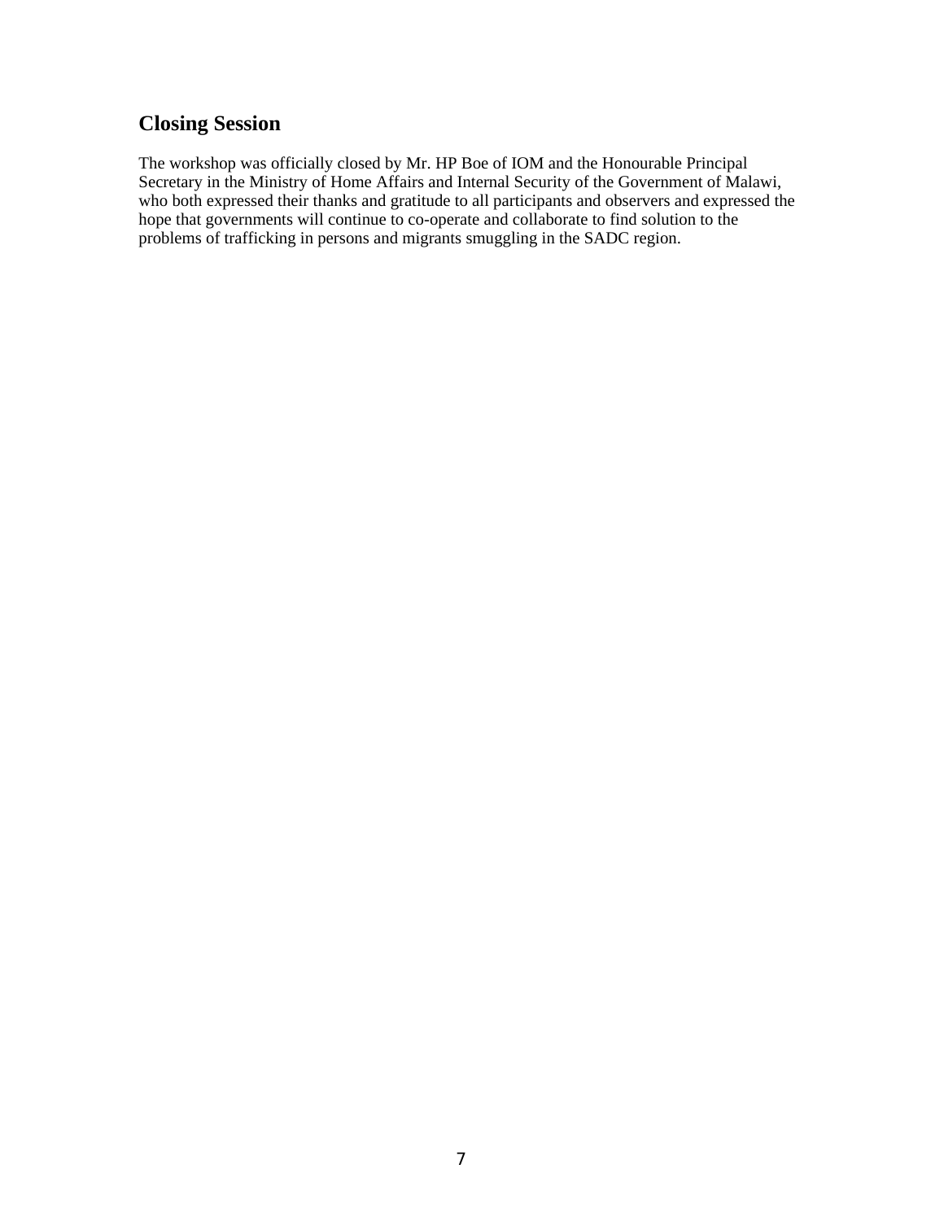## Closing Session

The workshop was officially closed by Mr. HP Boe of IOM and the Honourable Principal Secretary in the Ministry of Home Affairs and Internal Security of the Government of Malawi, who both expressed their thanks and gratitude to all participants and observers and expressed the hope that governments will continue to co-operate and collaborate to find solution to the problems of trafficking in persons and migrants smuggling in the SADC region.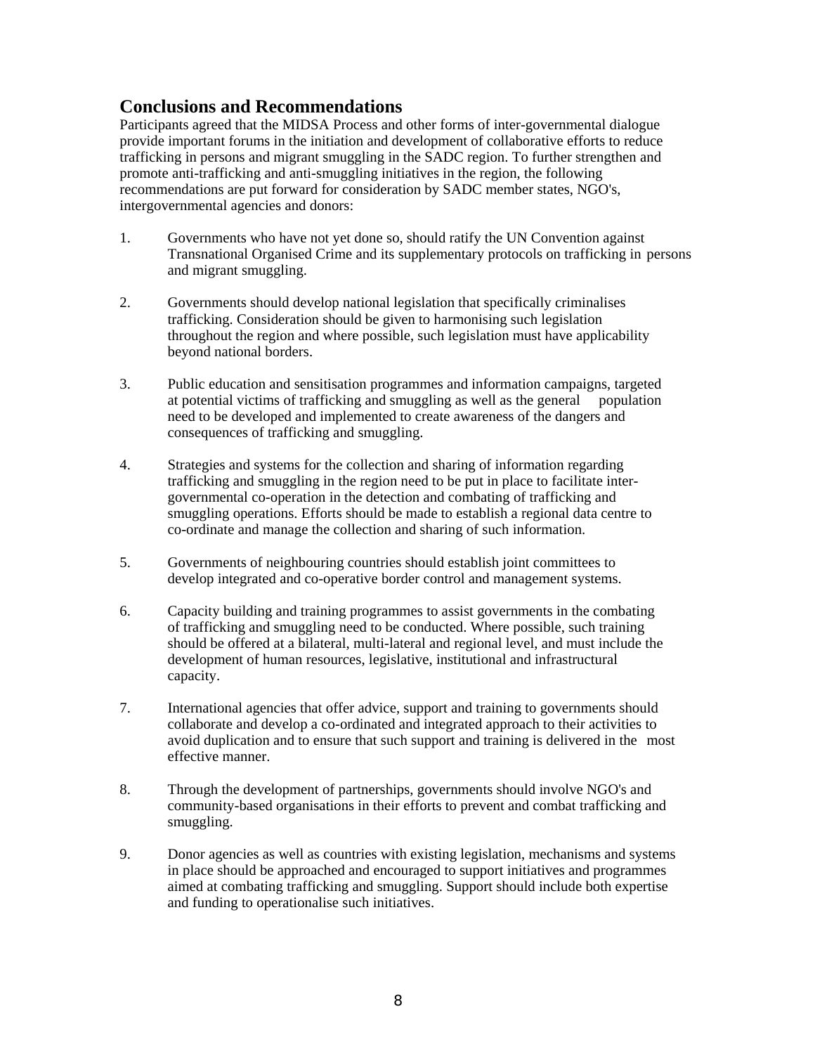## Conclusions and Recommendations

Participants agreed that the MIDSA Process and other forms of inter-governmental dialogue provide important forums in the initiation and development of collaborative efforts to reduce trafficking in persons and migrant smuggling in the SADC region. To further strengthen and promote anti-trafficking and anti-smuggling initiatives in the region, the following recommendations are put forward for consideration by SADC member states, NGO's, intergovernmental agencies and donors:

1. Governments who have not yet done so, should ratify the UN Convention against Transnational Organised Crime and its supplementary protocols on trafficking in persons and migrant smuggling.

2. Governments should develop national legislation that specifically criminalises trafficking. Consideration should be given to harmonising such legislation throughout the region and where possible, such legislation must have applicability beyond national borders.

3. Public education and sensitisation programmes and information campaigns, targeted at potential victims of trafficking and smuggling as well as the general population need to be developed and implemented to create awareness of the dangers and consequences of trafficking and smuggling.

4. Strategies and systems for the collection and sharing of information regarding trafficking and smuggling in the region need to be put in place to facilitate inter-governmental co-operation in the detection and combating of trafficking and smuggling operations. Efforts should be made to establish a regional data centre to co-ordinate and manage the collection and sharing of such information.

5. Governments of neighbouring countries should establish joint committees to develop integrated and co-operative border control and management systems.

6. Capacity building and training programmes to assist governments in the combating of trafficking and smuggling need to be conducted. Where possible, such training should be offered at a bilateral, multi-lateral and regional level, and must include the development of human resources, legislative, institutional and infrastructural capacity.

7. International agencies that offer advice, support and training to governments should collaborate and develop a co-ordinated and integrated approach to their activities to avoid duplication and to ensure that such support and training is delivered in the most effective manner.

8. Through the development of partnerships, governments should involve NGO's and community-based organisations in their efforts to prevent and combat trafficking and smuggling.

9. Donor agencies as well as countries with existing legislation, mechanisms and systems in place should be approached and encouraged to support initiatives and programmes aimed at combating trafficking and smuggling. Support should include both expertise and funding to operationalise such initiatives.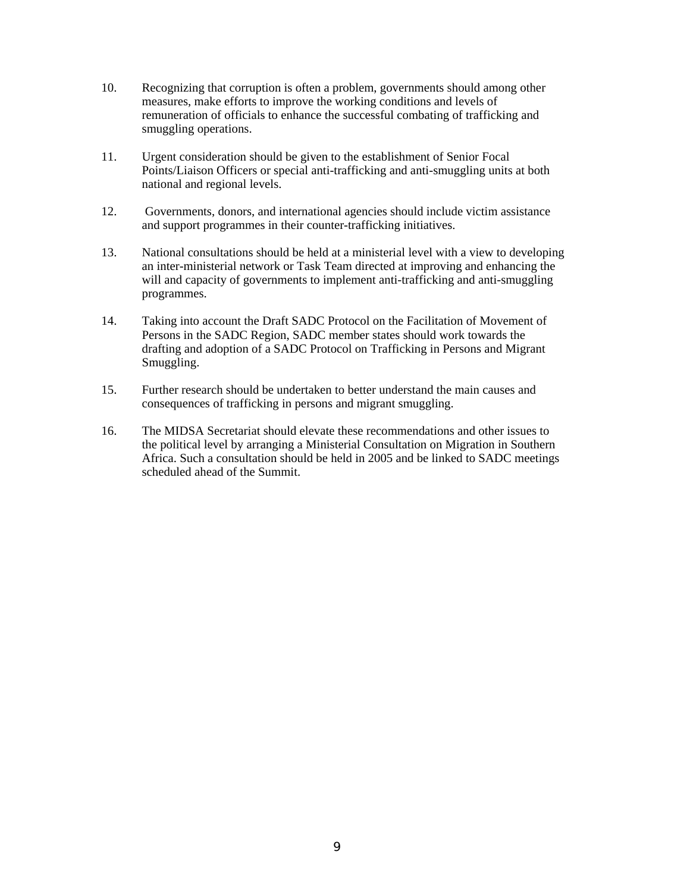10. Recognizing that corruption is often a problem, governments should among other measures, make efforts to improve the working conditions and levels of remuneration of officials to enhance the successful combating of trafficking and smuggling operations.

11. Urgent consideration should be given to the establishment of Senior Focal Points/Liaison Officers or special anti-trafficking and anti-smuggling units at both national and regional levels.

12. Governments, donors, and international agencies should include victim assistance and support programmes in their counter-trafficking initiatives.

13. National consultations should be held at a ministerial level with a view to developing an inter-ministerial network or Task Team directed at improving and enhancing the will and capacity of governments to implement anti-trafficking and anti-smuggling programmes.

14. Taking into account the Draft SADC Protocol on the Facilitation of Movement of Persons in the SADC Region, SADC member states should work towards the drafting and adoption of a SADC Protocol on Trafficking in Persons and Migrant Smuggling.

15. Further research should be undertaken to better understand the main causes and consequences of trafficking in persons and migrant smuggling.

16. The MIDSA Secretariat should elevate these recommendations and other issues to the political level by arranging a Ministerial Consultation on Migration in Southern Africa. Such a consultation should be held in 2005 and be linked to SADC meetings scheduled ahead of the Summit.